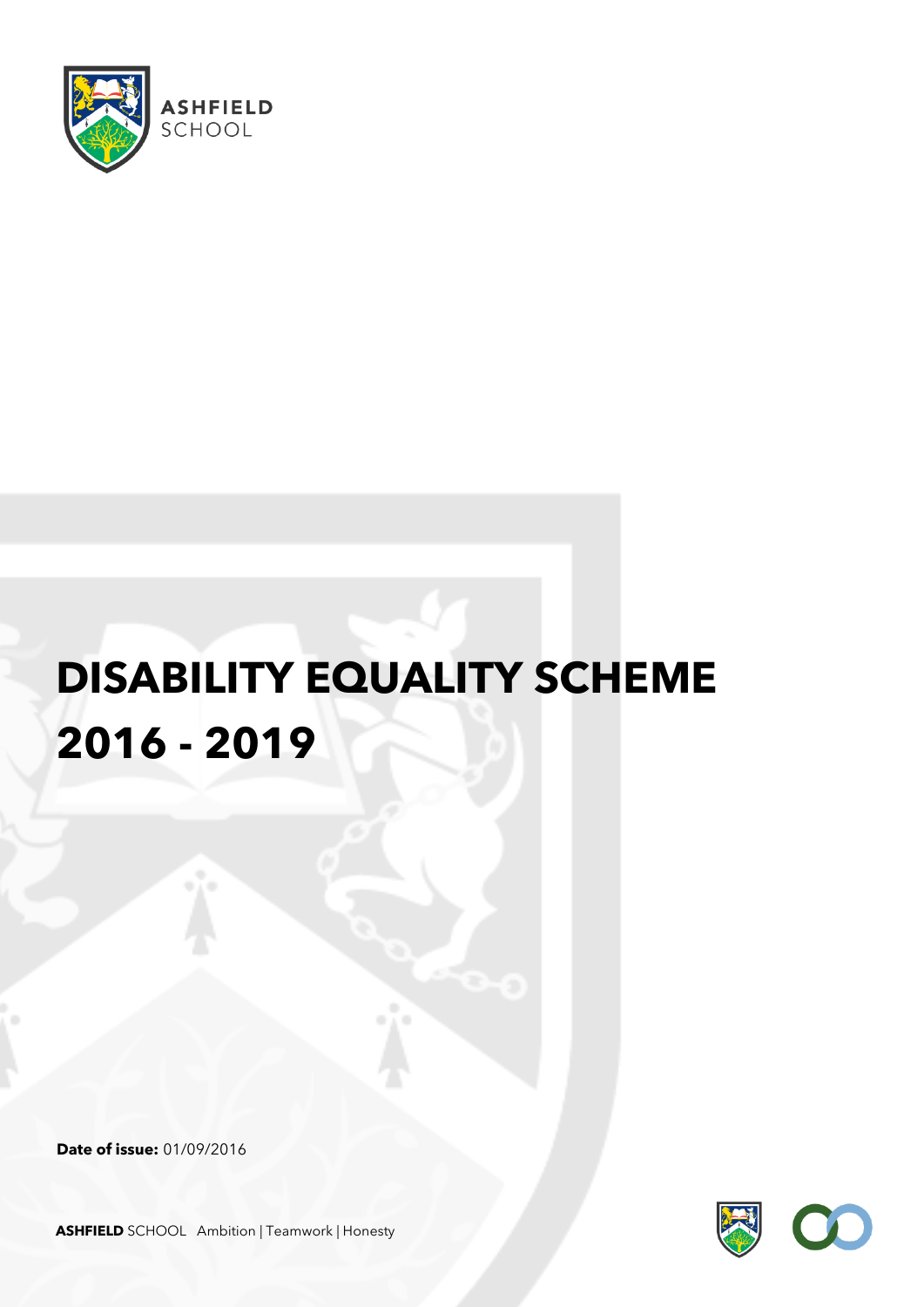ASHFIELD SCHOOL

# DISABILITY EQUALITY SCHEME 2016 - 2019

**Date of issue:** 01/09/2016

**ASHFIELD** SCHOOL Ambition | Teamwork | Honesty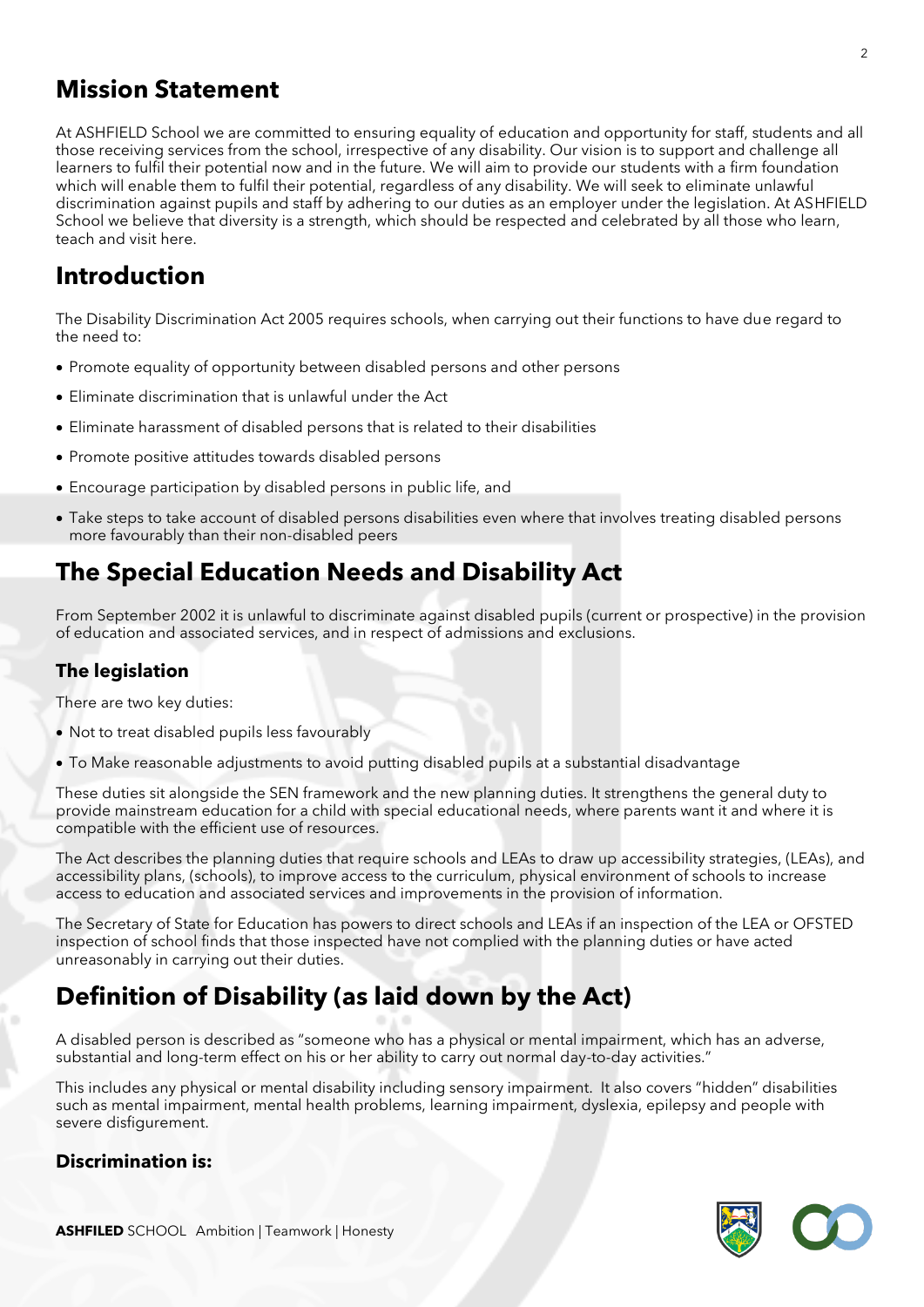## Mission Statement

At ASHFIELD School we are committed to ensuring equality of education and opportunity for staff, students and all those receiving services from the school, irrespective of any disability. Our vision is to support and challenge all learners to fulfil their potential now and in the future. We will aim to provide our students with a firm foundation which will enable them to fulfil their potential, regardless of any disability. We will seek to eliminate unlawful discrimination against pupils and staff by adhering to our duties as an employer under the legislation. At ASHFIELD School we believe that diversity is a strength, which should be respected and celebrated by all those who learn, teach and visit here.

## Introduction

The Disability Discrimination Act 2005 requires schools, when carrying out their functions to have due regard to the need to:

- Promote equality of opportunity between disabled persons and other persons
- Eliminate discrimination that is unlawful under the Act
- Eliminate harassment of disabled persons that is related to their disabilities
- Promote positive attitudes towards disabled persons
- Encourage participation by disabled persons in public life, and
- Take steps to take account of disabled persons disabilities even where that involves treating disabled persons more favourably than their non-disabled peers

## The Special Education Needs and Disability Act

From September 2002 it is unlawful to discriminate against disabled pupils (current or prospective) in the provision of education and associated services, and in respect of admissions and exclusions.

### The legislation

There are two key duties:

- Not to treat disabled pupils less favourably
- To Make reasonable adjustments to avoid putting disabled pupils at a substantial disadvantage

These duties sit alongside the SEN framework and the new planning duties. It strengthens the general duty to provide mainstream education for a child with special educational needs, where parents want it and where it is compatible with the efficient use of resources.

The Act describes the planning duties that require schools and LEAs to draw up accessibility strategies, (LEAs), and accessibility plans, (schools), to improve access to the curriculum, physical environment of schools to increase access to education and associated services and improvements in the provision of information.

The Secretary of State for Education has powers to direct schools and LEAs if an inspection of the LEA or OFSTED inspection of school finds that those inspected have not complied with the planning duties or have acted unreasonably in carrying out their duties.

## Definition of Disability (as laid down by the Act)

A disabled person is described as "someone who has a physical or mental impairment, which has an adverse, substantial and long-term effect on his or her ability to carry out normal day-to-day activities."

This includes any physical or mental disability including sensory impairment. It also covers "hidden" disabilities such as mental impairment, mental health problems, learning impairment, dyslexia, epilepsy and people with severe disfigurement.

### Discrimination is: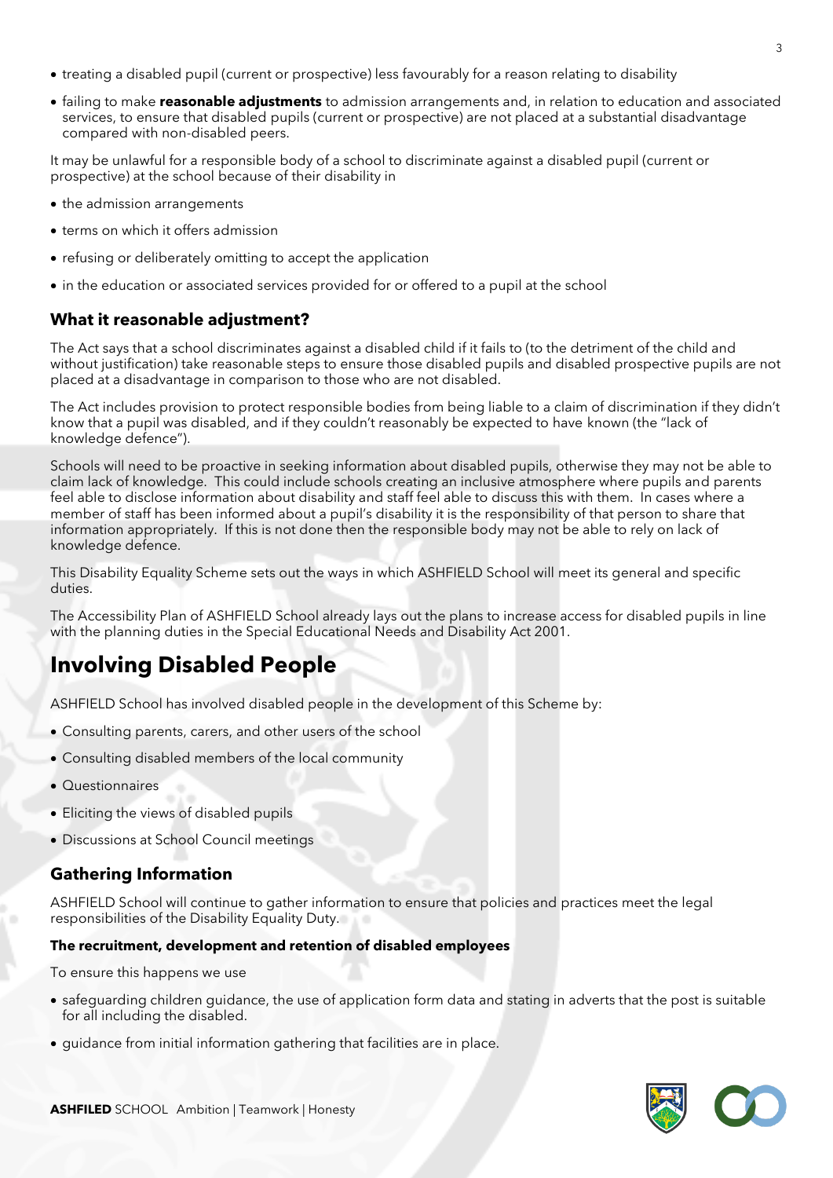- treating a disabled pupil (current or prospective) less favourably for a reason relating to disability
- failing to make **reasonable adjustments** to admission arrangements and, in relation to education and associated services, to ensure that disabled pupils (current or prospective) are not placed at a substantial disadvantage compared with non-disabled peers.

It may be unlawful for a responsible body of a school to discriminate against a disabled pupil (current or prospective) at the school because of their disability in

- the admission arrangements
- terms on which it offers admission
- refusing or deliberately omitting to accept the application
- in the education or associated services provided for or offered to a pupil at the school

### What it reasonable adjustment?

The Act says that a school discriminates against a disabled child if it fails to (to the detriment of the child and without justification) take reasonable steps to ensure those disabled pupils and disabled prospective pupils are not placed at a disadvantage in comparison to those who are not disabled.

The Act includes provision to protect responsible bodies from being liable to a claim of discrimination if they didn't know that a pupil was disabled, and if they couldn't reasonably be expected to have known (the "lack of knowledge defence").

Schools will need to be proactive in seeking information about disabled pupils, otherwise they may not be able to claim lack of knowledge. This could include schools creating an inclusive atmosphere where pupils and parents feel able to disclose information about disability and staff feel able to discuss this with them. In cases where a member of staff has been informed about a pupil's disability it is the responsibility of that person to share that information appropriately. If this is not done then the responsible body may not be able to rely on lack of knowledge defence.

This Disability Equality Scheme sets out the ways in which ASHFIELD School will meet its general and specific duties.

The Accessibility Plan of ASHFIELD School already lays out the plans to increase access for disabled pupils in line with the planning duties in the Special Educational Needs and Disability Act 2001.

## Involving Disabled People

ASHFIELD School has involved disabled people in the development of this Scheme by:

- Consulting parents, carers, and other users of the school
- Consulting disabled members of the local community
- Questionnaires
- Eliciting the views of disabled pupils
- Discussions at School Council meetings

### Gathering Information

ASHFIELD School will continue to gather information to ensure that policies and practices meet the legal responsibilities of the Disability Equality Duty.

**The recruitment, development and retention of disabled employees**

To ensure this happens we use

- safeguarding children guidance, the use of application form data and stating in adverts that the post is suitable for all including the disabled.
- guidance from initial information gathering that facilities are in place.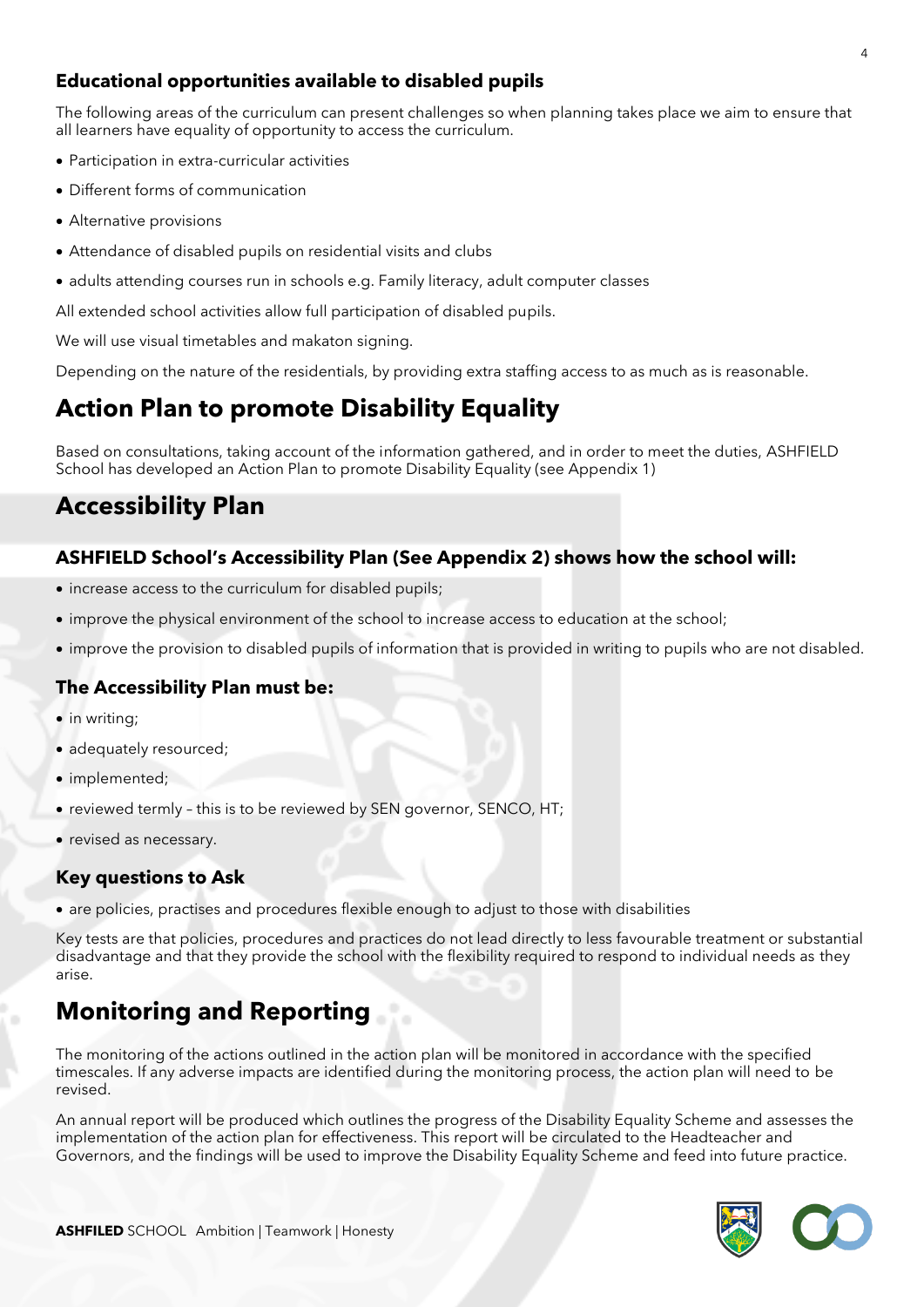### Educational opportunities available to disabled pupils

The following areas of the curriculum can present challenges so when planning takes place we aim to ensure that all learners have equality of opportunity to access the curriculum.

- Participation in extra-curricular activities
- Different forms of communication
- Alternative provisions
- Attendance of disabled pupils on residential visits and clubs
- adults attending courses run in schools e.g. Family literacy, adult computer classes

All extended school activities allow full participation of disabled pupils.

We will use visual timetables and makaton signing.

Depending on the nature of the residentials, by providing extra staffing access to as much as is reasonable.

## Action Plan to promote Disability Equality

Based on consultations, taking account of the information gathered, and in order to meet the duties, ASHFIELD School has developed an Action Plan to promote Disability Equality (see Appendix 1)

## Accessibility Plan

### ASHFIELD School's Accessibility Plan (See Appendix 2) shows how the school will:

- increase access to the curriculum for disabled pupils;
- improve the physical environment of the school to increase access to education at the school;
- improve the provision to disabled pupils of information that is provided in writing to pupils who are not disabled.

### The Accessibility Plan must be:

- in writing;
- adequately resourced;
- implemented;
- reviewed termly – this is to be reviewed by SEN governor, SENCO, HT;
- revised as necessary.

### Key questions to Ask

- are policies, practises and procedures flexible enough to adjust to those with disabilities

Key tests are that policies, procedures and practices do not lead directly to less favourable treatment or substantial disadvantage and that they provide the school with the flexibility required to respond to individual needs as they arise.

## Monitoring and Reporting

The monitoring of the actions outlined in the action plan will be monitored in accordance with the specified timescales. If any adverse impacts are identified during the monitoring process, the action plan will need to be revised.

An annual report will be produced which outlines the progress of the Disability Equality Scheme and assesses the implementation of the action plan for effectiveness. This report will be circulated to the Headteacher and Governors, and the findings will be used to improve the Disability Equality Scheme and feed into future practice.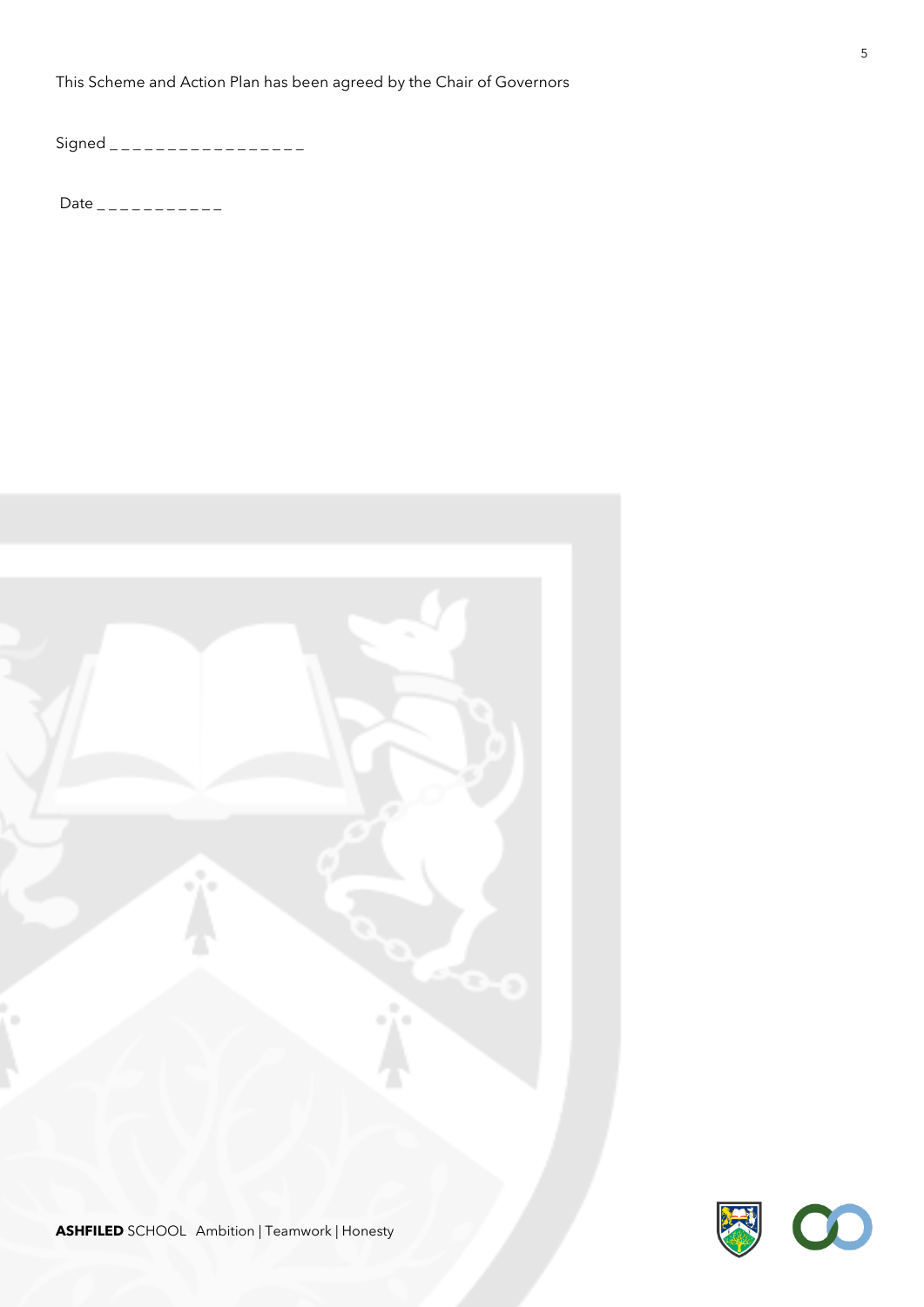This Scheme and Action Plan has been agreed by the Chair of Governors

Signed _________________

Date ___________